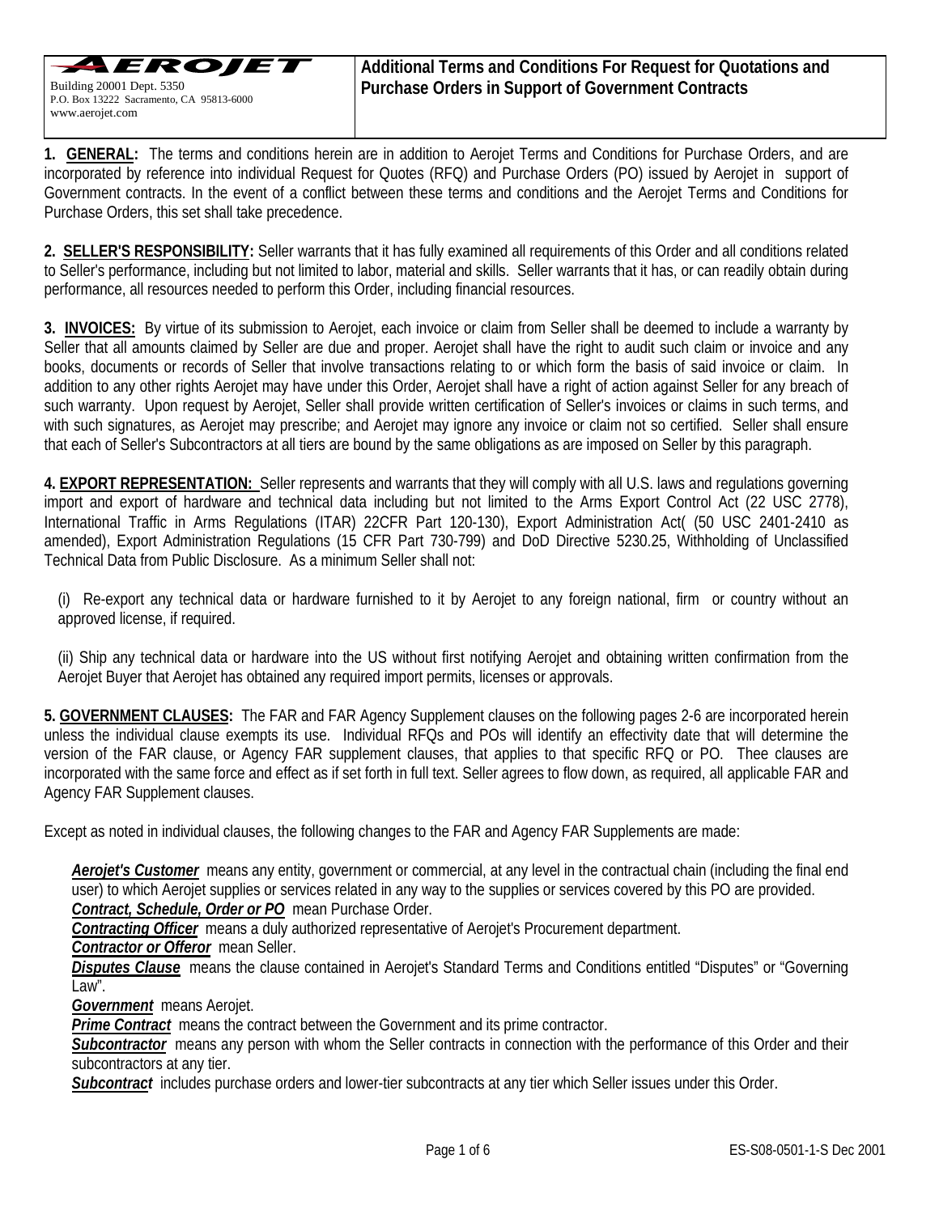**AEROJET**

Building 20001 Dept. 5350
P.O. Box 13222 Sacramento, CA 95813-6000
www.aerojet.com

# Additional Terms and Conditions For Request for Quotations and Purchase Orders in Support of Government Contracts

**1. GENERAL:** The terms and conditions herein are in addition to Aerojet Terms and Conditions for Purchase Orders, and are incorporated by reference into individual Request for Quotes (RFQ) and Purchase Orders (PO) issued by Aerojet in support of Government contracts. In the event of a conflict between these terms and conditions and the Aerojet Terms and Conditions for Purchase Orders, this set shall take precedence.

**2. SELLER'S RESPONSIBILITY:** Seller warrants that it has fully examined all requirements of this Order and all conditions related to Seller's performance, including but not limited to labor, material and skills. Seller warrants that it has, or can readily obtain during performance, all resources needed to perform this Order, including financial resources.

**3. INVOICES:** By virtue of its submission to Aerojet, each invoice or claim from Seller shall be deemed to include a warranty by Seller that all amounts claimed by Seller are due and proper. Aerojet shall have the right to audit such claim or invoice and any books, documents or records of Seller that involve transactions relating to or which form the basis of said invoice or claim. In addition to any other rights Aerojet may have under this Order, Aerojet shall have a right of action against Seller for any breach of such warranty. Upon request by Aerojet, Seller shall provide written certification of Seller's invoices or claims in such terms, and with such signatures, as Aerojet may prescribe; and Aerojet may ignore any invoice or claim not so certified. Seller shall ensure that each of Seller's Subcontractors at all tiers are bound by the same obligations as are imposed on Seller by this paragraph.

**4. EXPORT REPRESENTATION:** Seller represents and warrants that they will comply with all U.S. laws and regulations governing import and export of hardware and technical data including but not limited to the Arms Export Control Act (22 USC 2778), International Traffic in Arms Regulations (ITAR) 22CFR Part 120-130), Export Administration Act( (50 USC 2401-2410 as amended), Export Administration Regulations (15 CFR Part 730-799) and DoD Directive 5230.25, Withholding of Unclassified Technical Data from Public Disclosure. As a minimum Seller shall not:

(i) Re-export any technical data or hardware furnished to it by Aerojet to any foreign national, firm or country without an approved license, if required.

(ii) Ship any technical data or hardware into the US without first notifying Aerojet and obtaining written confirmation from the Aerojet Buyer that Aerojet has obtained any required import permits, licenses or approvals.

**5. GOVERNMENT CLAUSES:** The FAR and FAR Agency Supplement clauses on the following pages 2-6 are incorporated herein unless the individual clause exempts its use. Individual RFQs and POs will identify an effectivity date that will determine the version of the FAR clause, or Agency FAR supplement clauses, that applies to that specific RFQ or PO. Thee clauses are incorporated with the same force and effect as if set forth in full text. Seller agrees to flow down, as required, all applicable FAR and Agency FAR Supplement clauses.

Except as noted in individual clauses, the following changes to the FAR and Agency FAR Supplements are made:

***Aerojet's Customer*** means any entity, government or commercial, at any level in the contractual chain (including the final end user) to which Aerojet supplies or services related in any way to the supplies or services covered by this PO are provided.
***Contract, Schedule, Order or PO*** mean Purchase Order.
***Contracting Officer*** means a duly authorized representative of Aerojet's Procurement department.
***Contractor or Offeror*** mean Seller.
***Disputes Clause*** means the clause contained in Aerojet's Standard Terms and Conditions entitled "Disputes" or "Governing Law".
***Government*** means Aerojet.
***Prime Contract*** means the contract between the Government and its prime contractor.
***Subcontractor*** means any person with whom the Seller contracts in connection with the performance of this Order and their subcontractors at any tier.
***Subcontract*** includes purchase orders and lower-tier subcontracts at any tier which Seller issues under this Order.

ES-S08-0501-1-S Dec 2001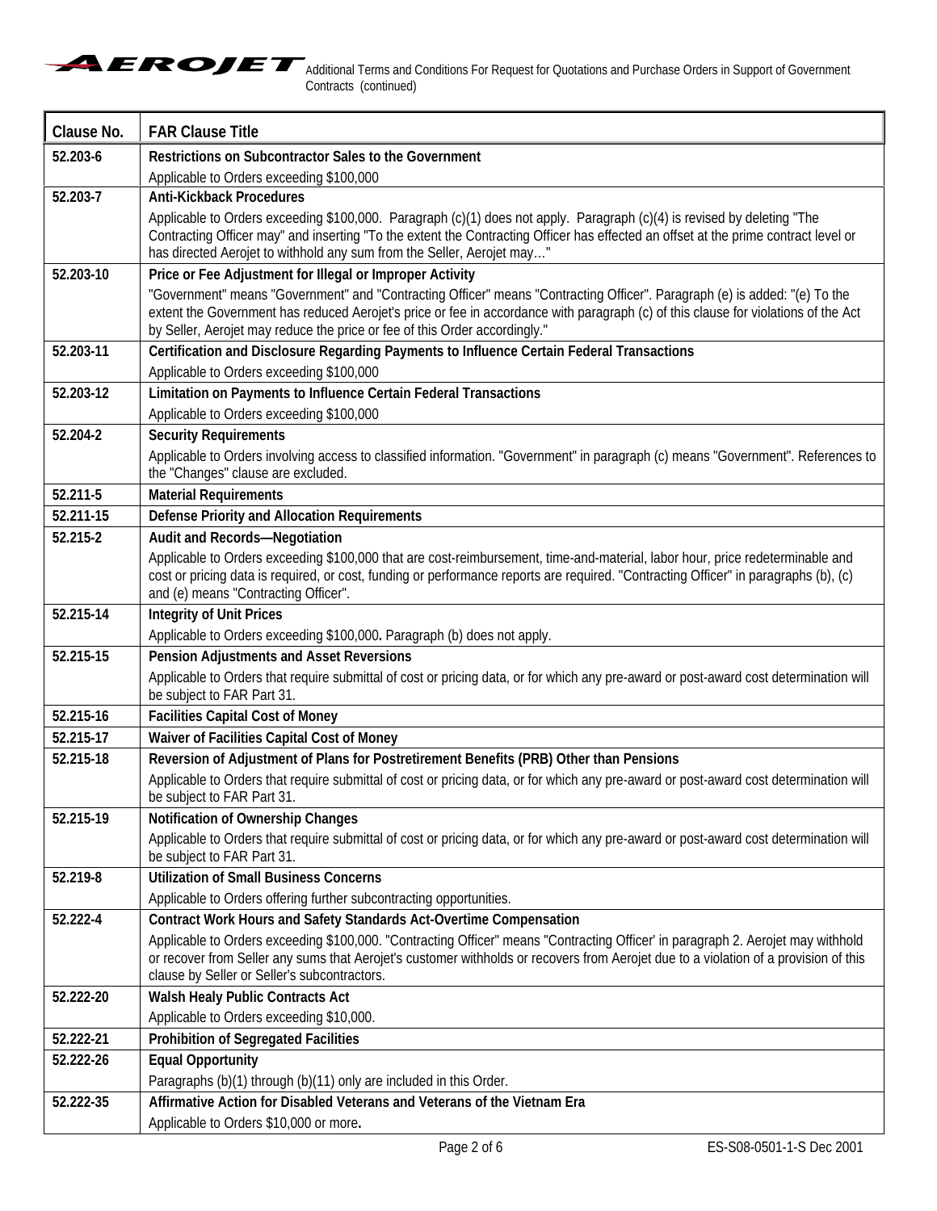| Clause No. | FAR Clause Title |
|---|---|
| **52.203-6** | **Restrictions on Subcontractor Sales to the Government**<br>Applicable to Orders exceeding $100,000 |
| **52.203-7** | **Anti-Kickback Procedures**<br>Applicable to Orders exceeding $100,000. Paragraph (c)(1) does not apply. Paragraph (c)(4) is revised by deleting "The Contracting Officer may" and inserting "To the extent the Contracting Officer has effected an offset at the prime contract level or has directed Aerojet to withhold any sum from the Seller, Aerojet may…" |
| **52.203-10** | **Price or Fee Adjustment for Illegal or Improper Activity**<br>"Government" means "Government" and "Contracting Officer" means "Contracting Officer". Paragraph (e) is added: "(e) To the extent the Government has reduced Aerojet's price or fee in accordance with paragraph (c) of this clause for violations of the Act by Seller, Aerojet may reduce the price or fee of this Order accordingly." |
| **52.203-11** | **Certification and Disclosure Regarding Payments to Influence Certain Federal Transactions**<br>Applicable to Orders exceeding $100,000 |
| **52.203-12** | **Limitation on Payments to Influence Certain Federal Transactions**<br>Applicable to Orders exceeding $100,000 |
| **52.204-2** | **Security Requirements**<br>Applicable to Orders involving access to classified information. "Government" in paragraph (c) means "Government". References to the "Changes" clause are excluded. |
| **52.211-5** | **Material Requirements** |
| **52.211-15** | **Defense Priority and Allocation Requirements** |
| **52.215-2** | **Audit and Records—Negotiation**<br>Applicable to Orders exceeding $100,000 that are cost-reimbursement, time-and-material, labor hour, price redeterminable and cost or pricing data is required, or cost, funding or performance reports are required. "Contracting Officer" in paragraphs (b), (c) and (e) means "Contracting Officer". |
| **52.215-14** | **Integrity of Unit Prices**<br>Applicable to Orders exceeding $100,000**.** Paragraph (b) does not apply. |
| **52.215-15** | **Pension Adjustments and Asset Reversions**<br>Applicable to Orders that require submittal of cost or pricing data, or for which any pre-award or post-award cost determination will be subject to FAR Part 31. |
| **52.215-16** | **Facilities Capital Cost of Money** |
| **52.215-17** | **Waiver of Facilities Capital Cost of Money** |
| **52.215-18** | **Reversion of Adjustment of Plans for Postretirement Benefits (PRB) Other than Pensions**<br>Applicable to Orders that require submittal of cost or pricing data, or for which any pre-award or post-award cost determination will be subject to FAR Part 31. |
| **52.215-19** | **Notification of Ownership Changes**<br>Applicable to Orders that require submittal of cost or pricing data, or for which any pre-award or post-award cost determination will be subject to FAR Part 31. |
| **52.219-8** | **Utilization of Small Business Concerns**<br>Applicable to Orders offering further subcontracting opportunities. |
| **52.222-4** | **Contract Work Hours and Safety Standards Act-Overtime Compensation**<br>Applicable to Orders exceeding $100,000. "Contracting Officer" means "Contracting Officer' in paragraph 2. Aerojet may withhold or recover from Seller any sums that Aerojet's customer withholds or recovers from Aerojet due to a violation of a provision of this clause by Seller or Seller's subcontractors. |
| **52.222-20** | **Walsh Healy Public Contracts Act**<br>Applicable to Orders exceeding $10,000. |
| **52.222-21** | **Prohibition of Segregated Facilities** |
| **52.222-26** | **Equal Opportunity**<br>Paragraphs (b)(1) through (b)(11) only are included in this Order. |
| **52.222-35** | **Affirmative Action for Disabled Veterans and Veterans of the Vietnam Era**<br>Applicable to Orders $10,000 or more**.** |

ES-S08-0501-1-S Dec 2001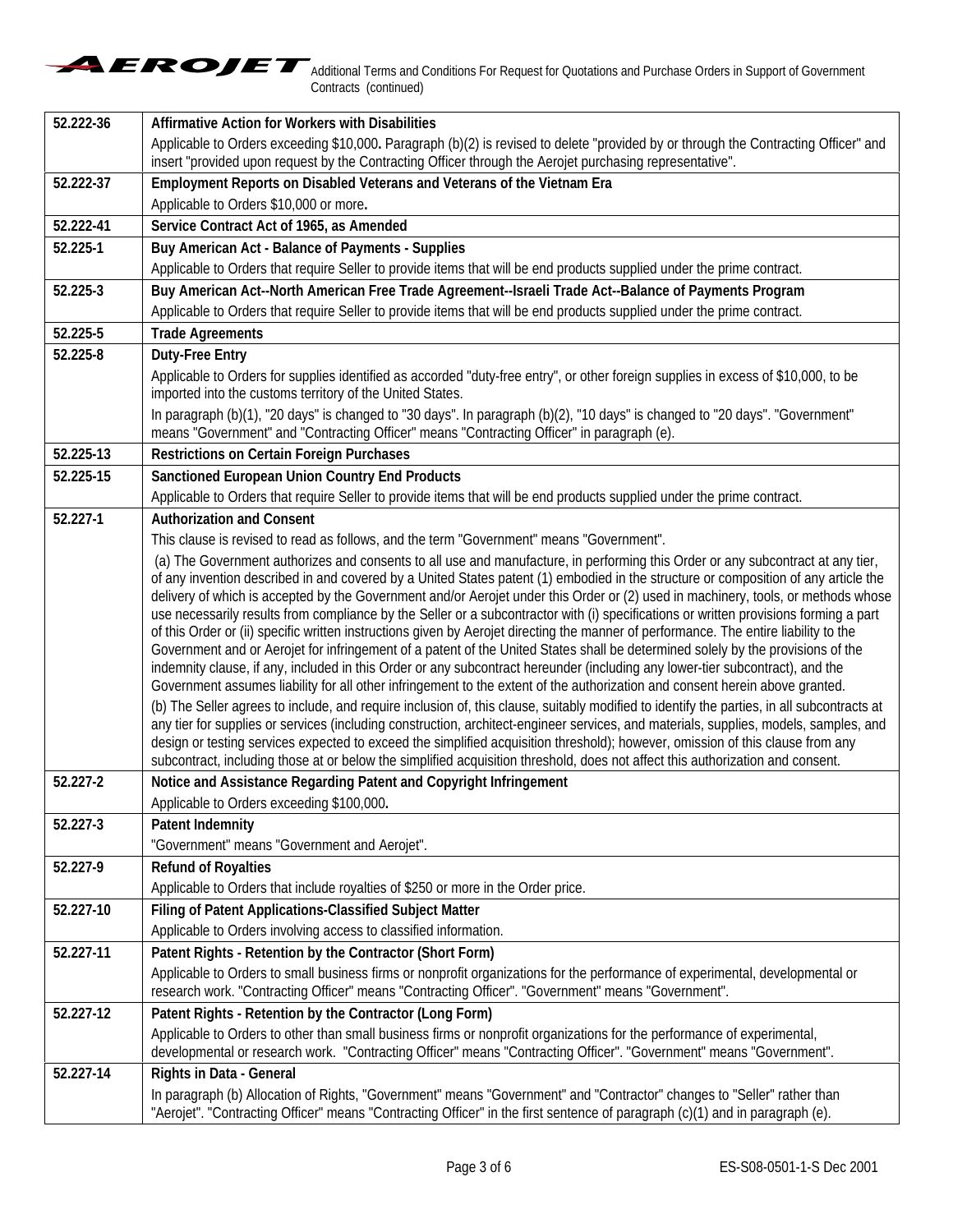| | |
|---|---|
| **52.222-36** | **Affirmative Action for Workers with Disabilities** |
| | Applicable to Orders exceeding $10,000. Paragraph (b)(2) is revised to delete "provided by or through the Contracting Officer" and insert "provided upon request by the Contracting Officer through the Aerojet purchasing representative". |
| **52.222-37** | **Employment Reports on Disabled Veterans and Veterans of the Vietnam Era** |
| | Applicable to Orders $10,000 or more. |
| **52.222-41** | **Service Contract Act of 1965, as Amended** |
| **52.225-1** | **Buy American Act - Balance of Payments - Supplies** |
| | Applicable to Orders that require Seller to provide items that will be end products supplied under the prime contract. |
| **52.225-3** | **Buy American Act--North American Free Trade Agreement--Israeli Trade Act--Balance of Payments Program** |
| | Applicable to Orders that require Seller to provide items that will be end products supplied under the prime contract. |
| **52.225-5** | **Trade Agreements** |
| **52.225-8** | **Duty-Free Entry** |
| | Applicable to Orders for supplies identified as accorded "duty-free entry", or other foreign supplies in excess of $10,000, to be imported into the customs territory of the United States.<br>In paragraph (b)(1), "20 days" is changed to "30 days". In paragraph (b)(2), "10 days" is changed to "20 days". "Government" means "Government" and "Contracting Officer" means "Contracting Officer" in paragraph (e). |
| **52.225-13** | **Restrictions on Certain Foreign Purchases** |
| **52.225-15** | **Sanctioned European Union Country End Products** |
| | Applicable to Orders that require Seller to provide items that will be end products supplied under the prime contract. |
| **52.227-1** | **Authorization and Consent** |
| | This clause is revised to read as follows, and the term "Government" means "Government".<br>(a) The Government authorizes and consents to all use and manufacture, in performing this Order or any subcontract at any tier, of any invention described in and covered by a United States patent (1) embodied in the structure or composition of any article the delivery of which is accepted by the Government and/or Aerojet under this Order or (2) used in machinery, tools, or methods whose use necessarily results from compliance by the Seller or a subcontractor with (i) specifications or written provisions forming a part of this Order or (ii) specific written instructions given by Aerojet directing the manner of performance. The entire liability to the Government and or Aerojet for infringement of a patent of the United States shall be determined solely by the provisions of the indemnity clause, if any, included in this Order or any subcontract hereunder (including any lower-tier subcontract), and the Government assumes liability for all other infringement to the extent of the authorization and consent herein above granted.<br>(b) The Seller agrees to include, and require inclusion of, this clause, suitably modified to identify the parties, in all subcontracts at any tier for supplies or services (including construction, architect-engineer services, and materials, supplies, models, samples, and design or testing services expected to exceed the simplified acquisition threshold); however, omission of this clause from any subcontract, including those at or below the simplified acquisition threshold, does not affect this authorization and consent. |
| **52.227-2** | **Notice and Assistance Regarding Patent and Copyright Infringement** |
| | Applicable to Orders exceeding $100,000. |
| **52.227-3** | **Patent Indemnity** |
| | "Government" means "Government and Aerojet". |
| **52.227-9** | **Refund of Royalties** |
| | Applicable to Orders that include royalties of $250 or more in the Order price. |
| **52.227-10** | **Filing of Patent Applications-Classified Subject Matter** |
| | Applicable to Orders involving access to classified information. |
| **52.227-11** | **Patent Rights - Retention by the Contractor (Short Form)** |
| | Applicable to Orders to small business firms or nonprofit organizations for the performance of experimental, developmental or research work. "Contracting Officer" means "Contracting Officer". "Government" means "Government". |
| **52.227-12** | **Patent Rights - Retention by the Contractor (Long Form)** |
| | Applicable to Orders to other than small business firms or nonprofit organizations for the performance of experimental, developmental or research work. "Contracting Officer" means "Contracting Officer". "Government" means "Government". |
| **52.227-14** | **Rights in Data - General** |
| | In paragraph (b) Allocation of Rights, "Government" means "Government" and "Contractor" changes to "Seller" rather than "Aerojet". "Contracting Officer" means "Contracting Officer" in the first sentence of paragraph (c)(1) and in paragraph (e). |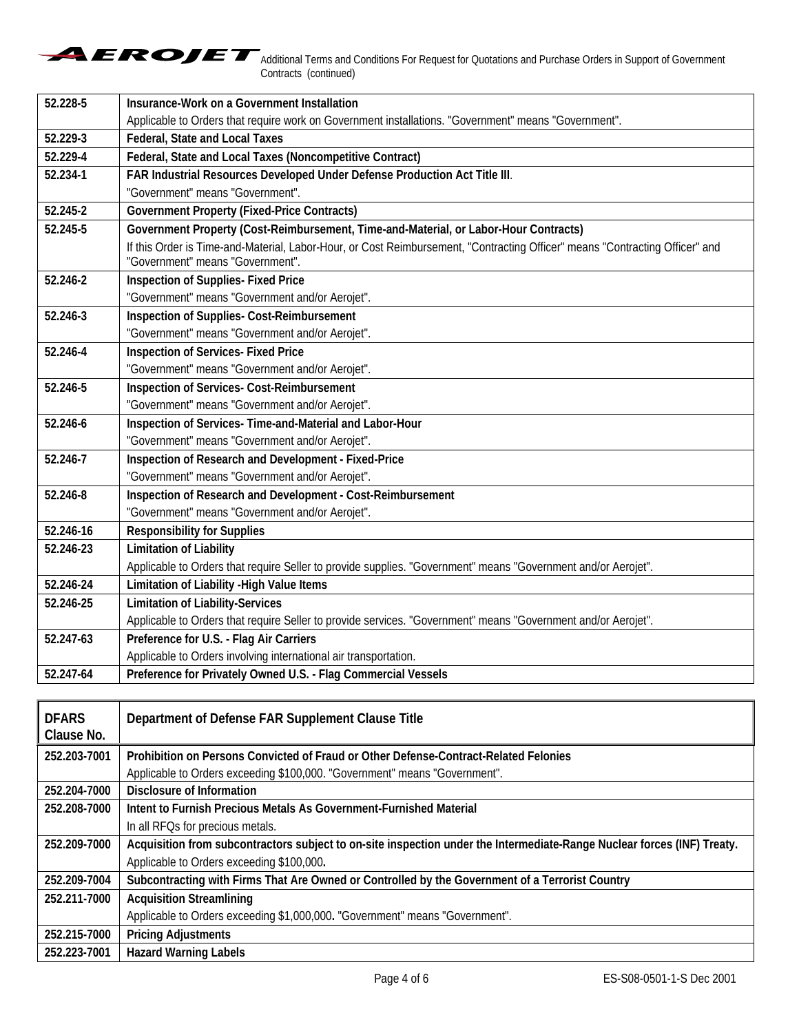| | |
|---|---|
| 52.228-5 | **Insurance-Work on a Government Installation**<br>Applicable to Orders that require work on Government installations. "Government" means "Government". |
| 52.229-3 | **Federal, State and Local Taxes** |
| 52.229-4 | **Federal, State and Local Taxes (Noncompetitive Contract)** |
| 52.234-1 | **FAR Industrial Resources Developed Under Defense Production Act Title III**.<br>"Government" means "Government". |
| 52.245-2 | **Government Property (Fixed-Price Contracts)** |
| 52.245-5 | **Government Property (Cost-Reimbursement, Time-and-Material, or Labor-Hour Contracts)**<br>If this Order is Time-and-Material, Labor-Hour, or Cost Reimbursement, "Contracting Officer" means "Contracting Officer" and "Government" means "Government". |
| 52.246-2 | **Inspection of Supplies- Fixed Price**<br>"Government" means "Government and/or Aerojet". |
| 52.246-3 | **Inspection of Supplies- Cost-Reimbursement**<br>"Government" means "Government and/or Aerojet". |
| 52.246-4 | **Inspection of Services- Fixed Price**<br>"Government" means "Government and/or Aerojet". |
| 52.246-5 | **Inspection of Services- Cost-Reimbursement**<br>"Government" means "Government and/or Aerojet". |
| 52.246-6 | **Inspection of Services- Time-and-Material and Labor-Hour**<br>"Government" means "Government and/or Aerojet". |
| 52.246-7 | **Inspection of Research and Development - Fixed-Price**<br>"Government" means "Government and/or Aerojet". |
| 52.246-8 | **Inspection of Research and Development - Cost-Reimbursement**<br>"Government" means "Government and/or Aerojet". |
| 52.246-16 | **Responsibility for Supplies** |
| 52.246-23 | **Limitation of Liability**<br>Applicable to Orders that require Seller to provide supplies. "Government" means "Government and/or Aerojet". |
| 52.246-24 | **Limitation of Liability -High Value Items** |
| 52.246-25 | **Limitation of Liability-Services**<br>Applicable to Orders that require Seller to provide services. "Government" means "Government and/or Aerojet". |
| 52.247-63 | **Preference for U.S. - Flag Air Carriers**<br>Applicable to Orders involving international air transportation. |
| 52.247-64 | **Preference for Privately Owned U.S. - Flag Commercial Vessels** |

| DFARS Clause No. | Department of Defense FAR Supplement Clause Title |
|---|---|
| 252.203-7001 | **Prohibition on Persons Convicted of Fraud or Other Defense-Contract-Related Felonies**<br>Applicable to Orders exceeding $100,000. "Government" means "Government". |
| 252.204-7000 | **Disclosure of Information** |
| 252.208-7000 | **Intent to Furnish Precious Metals As Government-Furnished Material**<br>In all RFQs for precious metals. |
| 252.209-7000 | **Acquisition from subcontractors subject to on-site inspection under the Intermediate-Range Nuclear forces (INF) Treaty.**<br>Applicable to Orders exceeding $100,000. |
| 252.209-7004 | **Subcontracting with Firms That Are Owned or Controlled by the Government of a Terrorist Country** |
| 252.211-7000 | **Acquisition Streamlining**<br>Applicable to Orders exceeding $1,000,000. "Government" means "Government". |
| 252.215-7000 | **Pricing Adjustments** |
| 252.223-7001 | **Hazard Warning Labels** |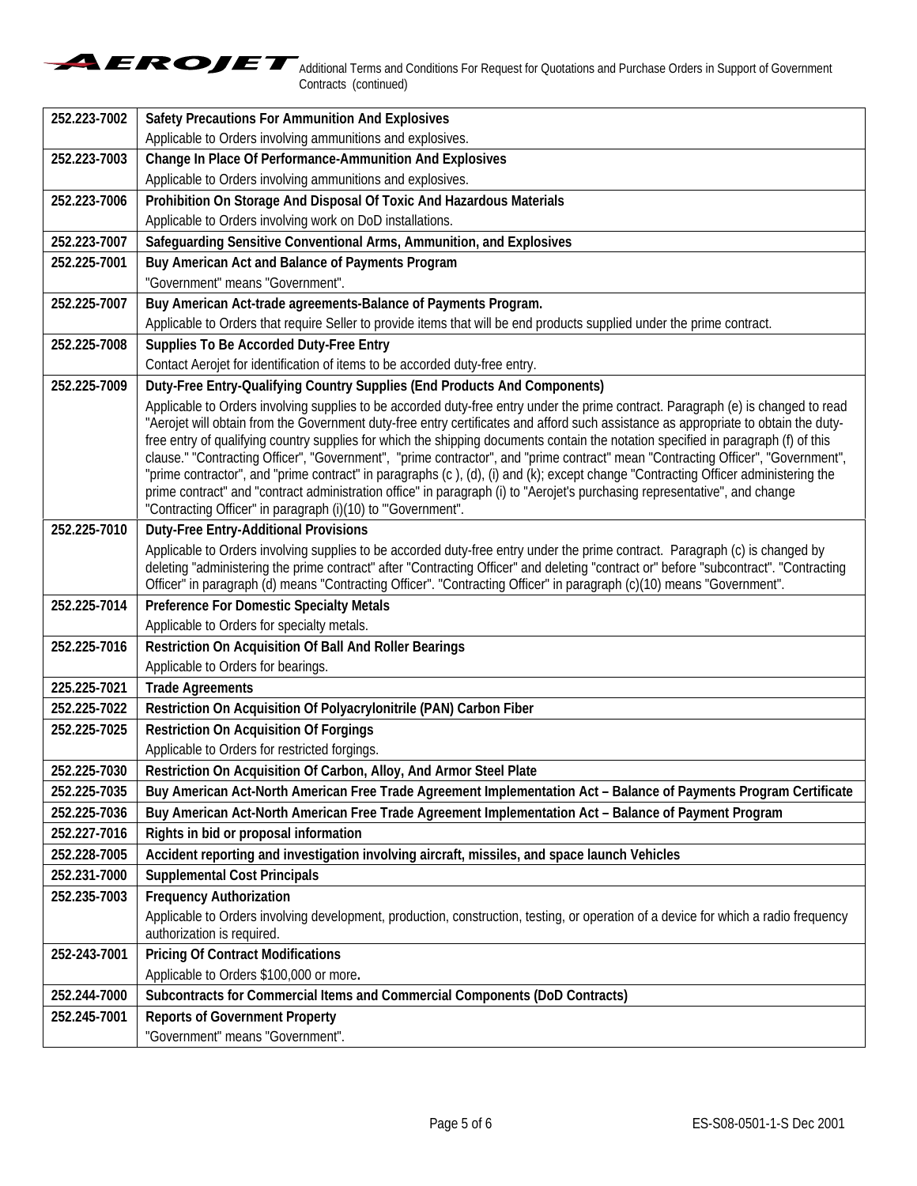| | |
|---|---|
| **252.223-7002** | **Safety Precautions For Ammunition And Explosives** |
| | Applicable to Orders involving ammunitions and explosives. |
| **252.223-7003** | **Change In Place Of Performance-Ammunition And Explosives** |
| | Applicable to Orders involving ammunitions and explosives. |
| **252.223-7006** | **Prohibition On Storage And Disposal Of Toxic And Hazardous Materials** |
| | Applicable to Orders involving work on DoD installations. |
| **252.223-7007** | **Safeguarding Sensitive Conventional Arms, Ammunition, and Explosives** |
| **252.225-7001** | **Buy American Act and Balance of Payments Program** |
| | "Government" means "Government". |
| **252.225-7007** | **Buy American Act-trade agreements-Balance of Payments Program.** |
| | Applicable to Orders that require Seller to provide items that will be end products supplied under the prime contract. |
| **252.225-7008** | **Supplies To Be Accorded Duty-Free Entry** |
| | Contact Aerojet for identification of items to be accorded duty-free entry. |
| **252.225-7009** | **Duty-Free Entry-Qualifying Country Supplies (End Products And Components)** |
| | Applicable to Orders involving supplies to be accorded duty-free entry under the prime contract. Paragraph (e) is changed to read "Aerojet will obtain from the Government duty-free entry certificates and afford such assistance as appropriate to obtain the duty-free entry of qualifying country supplies for which the shipping documents contain the notation specified in paragraph (f) of this clause." "Contracting Officer", "Government", "prime contractor", and "prime contract" mean "Contracting Officer", "Government", "prime contractor", and "prime contract" in paragraphs (c ), (d), (i) and (k); except change "Contracting Officer administering the prime contract" and "contract administration office" in paragraph (i) to "Aerojet's purchasing representative", and change "Contracting Officer" in paragraph (i)(10) to ""Government". |
| **252.225-7010** | **Duty-Free Entry-Additional Provisions** |
| | Applicable to Orders involving supplies to be accorded duty-free entry under the prime contract. Paragraph (c) is changed by deleting "administering the prime contract" after "Contracting Officer" and deleting "contract or" before "subcontract". "Contracting Officer" in paragraph (d) means "Contracting Officer". "Contracting Officer" in paragraph (c)(10) means "Government". |
| **252.225-7014** | **Preference For Domestic Specialty Metals** |
| | Applicable to Orders for specialty metals. |
| **252.225-7016** | **Restriction On Acquisition Of Ball And Roller Bearings** |
| | Applicable to Orders for bearings. |
| **225.225-7021** | **Trade Agreements** |
| **252.225-7022** | **Restriction On Acquisition Of Polyacrylonitrile (PAN) Carbon Fiber** |
| **252.225-7025** | **Restriction On Acquisition Of Forgings** |
| | Applicable to Orders for restricted forgings. |
| **252.225-7030** | **Restriction On Acquisition Of Carbon, Alloy, And Armor Steel Plate** |
| **252.225-7035** | **Buy American Act-North American Free Trade Agreement Implementation Act – Balance of Payments Program Certificate** |
| **252.225-7036** | **Buy American Act-North American Free Trade Agreement Implementation Act – Balance of Payment Program** |
| **252.227-7016** | **Rights in bid or proposal information** |
| **252.228-7005** | **Accident reporting and investigation involving aircraft, missiles, and space launch Vehicles** |
| **252.231-7000** | **Supplemental Cost Principals** |
| **252.235-7003** | **Frequency Authorization** |
| | Applicable to Orders involving development, production, construction, testing, or operation of a device for which a radio frequency authorization is required. |
| **252-243-7001** | **Pricing Of Contract Modifications** |
| | Applicable to Orders $100,000 or more**.** |
| **252.244-7000** | **Subcontracts for Commercial Items and Commercial Components (DoD Contracts)** |
| **252.245-7001** | **Reports of Government Property** |
| | "Government" means "Government". |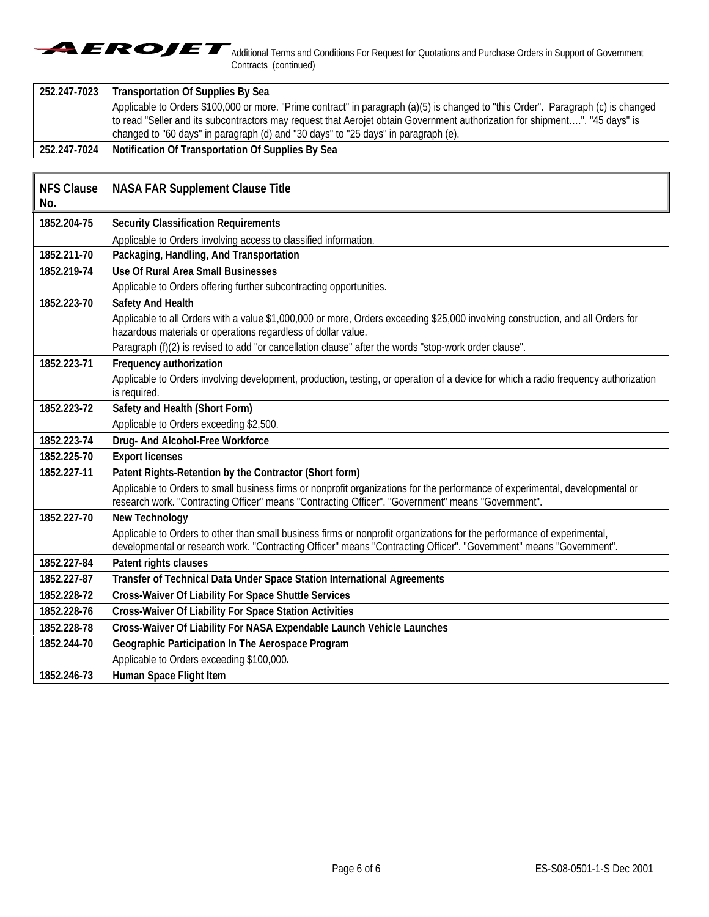| | |
|---|---|
| 252.247-7023 | **Transportation Of Supplies By Sea** |
| | Applicable to Orders $100,000 or more. "Prime contract" in paragraph (a)(5) is changed to "this Order". Paragraph (c) is changed to read "Seller and its subcontractors may request that Aerojet obtain Government authorization for shipment….". "45 days" is changed to "60 days" in paragraph (d) and "30 days" to "25 days" in paragraph (e). |
| 252.247-7024 | **Notification Of Transportation Of Supplies By Sea** |

| NFS Clause No. | NASA FAR Supplement Clause Title |
|---|---|
| 1852.204-75 | **Security Classification Requirements** |
| | Applicable to Orders involving access to classified information. |
| 1852.211-70 | **Packaging, Handling, And Transportation** |
| 1852.219-74 | **Use Of Rural Area Small Businesses** |
| | Applicable to Orders offering further subcontracting opportunities. |
| 1852.223-70 | **Safety And Health** |
| | Applicable to all Orders with a value $1,000,000 or more, Orders exceeding $25,000 involving construction, and all Orders for hazardous materials or operations regardless of dollar value. |
| | Paragraph (f)(2) is revised to add "or cancellation clause" after the words "stop-work order clause". |
| 1852.223-71 | **Frequency authorization** |
| | Applicable to Orders involving development, production, testing, or operation of a device for which a radio frequency authorization is required. |
| 1852.223-72 | **Safety and Health (Short Form)** |
| | Applicable to Orders exceeding $2,500. |
| 1852.223-74 | **Drug- And Alcohol-Free Workforce** |
| 1852.225-70 | **Export licenses** |
| 1852.227-11 | **Patent Rights-Retention by the Contractor (Short form)** |
| | Applicable to Orders to small business firms or nonprofit organizations for the performance of experimental, developmental or research work. "Contracting Officer" means "Contracting Officer". "Government" means "Government". |
| 1852.227-70 | **New Technology** |
| | Applicable to Orders to other than small business firms or nonprofit organizations for the performance of experimental, developmental or research work. "Contracting Officer" means "Contracting Officer". "Government" means "Government". |
| 1852.227-84 | **Patent rights clauses** |
| 1852.227-87 | **Transfer of Technical Data Under Space Station International Agreements** |
| 1852.228-72 | **Cross-Waiver Of Liability For Space Shuttle Services** |
| 1852.228-76 | **Cross-Waiver Of Liability For Space Station Activities** |
| 1852.228-78 | **Cross-Waiver Of Liability For NASA Expendable Launch Vehicle Launches** |
| 1852.244-70 | **Geographic Participation In The Aerospace Program** |
| | Applicable to Orders exceeding $100,000. |
| 1852.246-73 | **Human Space Flight Item** |